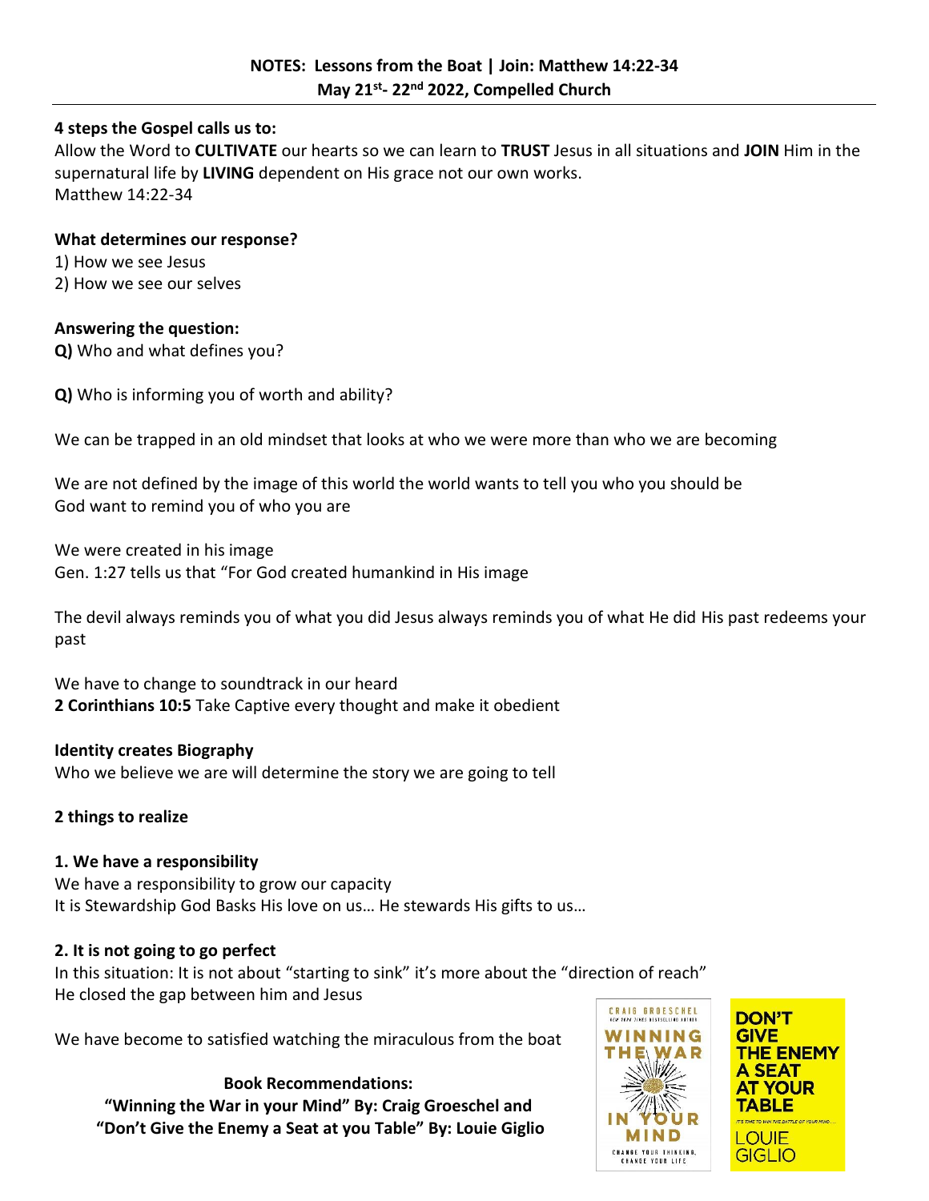**NOTES: Lessons from the Boat | Join: Matthew 14:22-34**
**May 21st- 22nd 2022, Compelled Church**

**4 steps the Gospel calls us to:**
Allow the Word to **CULTIVATE** our hearts so we can learn to **TRUST** Jesus in all situations and **JOIN** Him in the supernatural life by **LIVING** dependent on His grace not our own works.
Matthew 14:22-34

**What determines our response?**
1) How we see Jesus
2) How we see our selves

**Answering the question:**
**Q)** Who and what defines you?

**Q)** Who is informing you of worth and ability?

We can be trapped in an old mindset that looks at who we were more than who we are becoming

We are not defined by the image of this world the world wants to tell you who you should be
God want to remind you of who you are

We were created in his image
Gen. 1:27 tells us that "For God created humankind in His image

The devil always reminds you of what you did Jesus always reminds you of what He did His past redeems your past

We have to change to soundtrack in our heard
**2 Corinthians 10:5** Take Captive every thought and make it obedient

**Identity creates Biography**
Who we believe we are will determine the story we are going to tell

**2 things to realize**

**1. We have a responsibility**
We have a responsibility to grow our capacity
It is Stewardship God Basks His love on us… He stewards His gifts to us…

**2. It is not going to go perfect**
In this situation: It is not about "starting to sink" it's more about the "direction of reach"
He closed the gap between him and Jesus

We have become to satisfied watching the miraculous from the boat

**Book Recommendations:**
**"Winning the War in your Mind" By: Craig Groeschel and**
**"Don't Give the Enemy a Seat at you Table" By: Louie Giglio**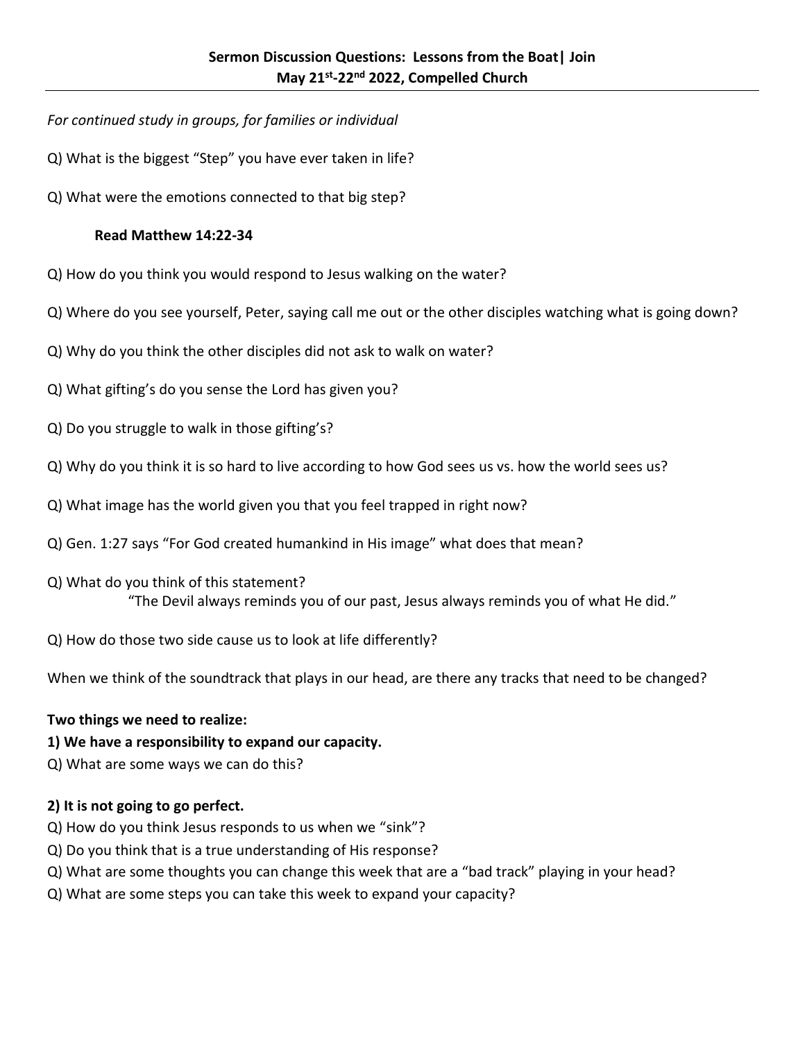## Sermon Discussion Questions: Lessons from the Boat| Join
## May 21st-22nd 2022, Compelled Church

*For continued study in groups, for families or individual*

Q) What is the biggest "Step" you have ever taken in life?

Q) What were the emotions connected to that big step?

**Read Matthew 14:22-34**

Q) How do you think you would respond to Jesus walking on the water?

Q) Where do you see yourself, Peter, saying call me out or the other disciples watching what is going down?

Q) Why do you think the other disciples did not ask to walk on water?

Q) What gifting's do you sense the Lord has given you?

Q) Do you struggle to walk in those gifting's?

Q) Why do you think it is so hard to live according to how God sees us vs. how the world sees us?

Q) What image has the world given you that you feel trapped in right now?

Q) Gen. 1:27 says "For God created humankind in His image" what does that mean?

Q) What do you think of this statement?

"The Devil always reminds you of our past, Jesus always reminds you of what He did."

Q) How do those two side cause us to look at life differently?

When we think of the soundtrack that plays in our head, are there any tracks that need to be changed?

**Two things we need to realize:**

**1) We have a responsibility to expand our capacity.**

Q) What are some ways we can do this?

**2) It is not going to go perfect.**

Q) How do you think Jesus responds to us when we "sink"?

Q) Do you think that is a true understanding of His response?

Q) What are some thoughts you can change this week that are a "bad track" playing in your head?

Q) What are some steps you can take this week to expand your capacity?